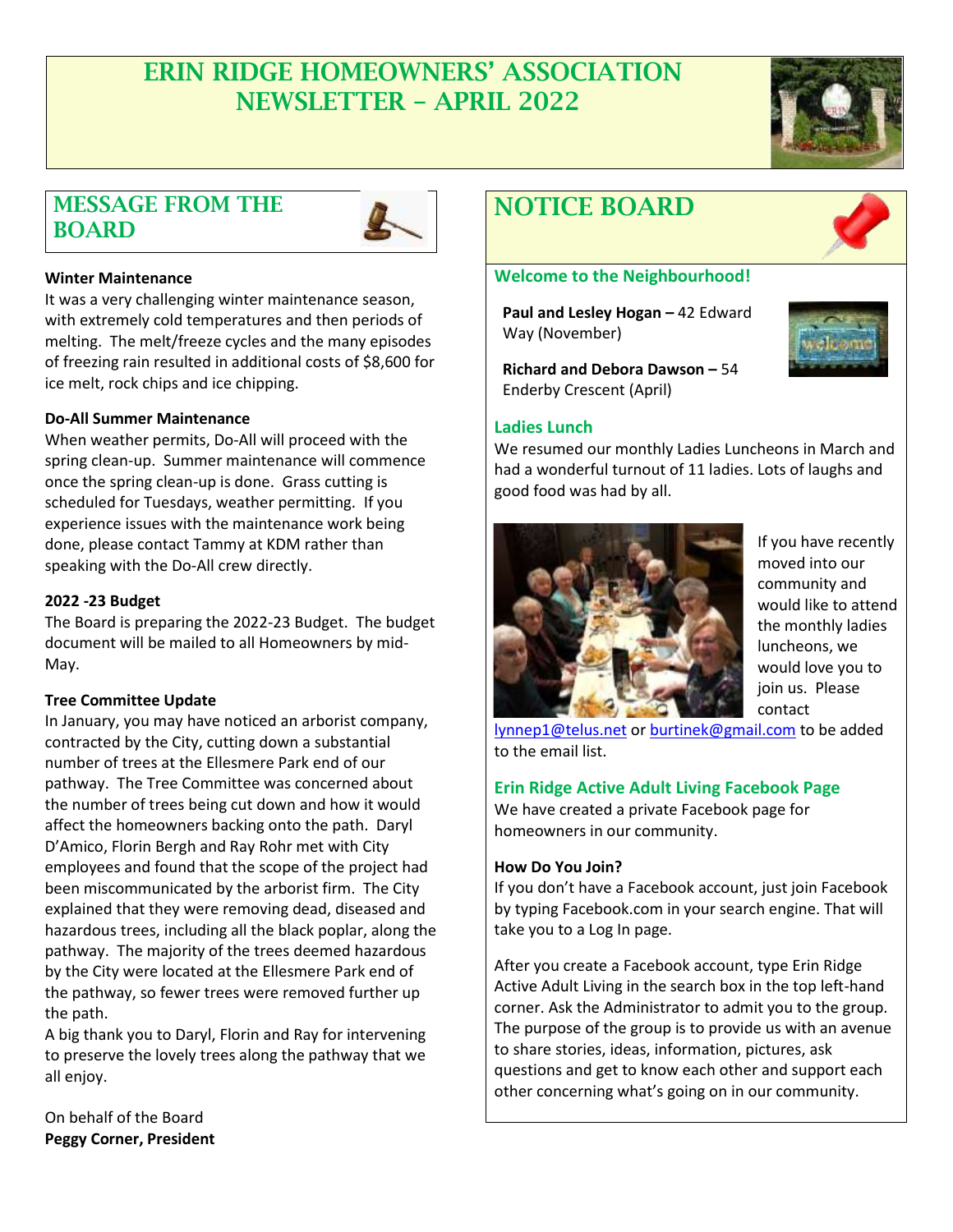# ERIN RIDGE HOMEOWNERS' ASSOCIATION NEWSLETTER – APRIL 2022

## MESSAGE FROM THE BOARD

**Winter Maintenance**

It was a very challenging winter maintenance season, with extremely cold temperatures and then periods of melting. The melt/freeze cycles and the many episodes of freezing rain resulted in additional costs of $8,600 for ice melt, rock chips and ice chipping.

**Do-All Summer Maintenance**

When weather permits, Do-All will proceed with the spring clean-up. Summer maintenance will commence once the spring clean-up is done. Grass cutting is scheduled for Tuesdays, weather permitting. If you experience issues with the maintenance work being done, please contact Tammy at KDM rather than speaking with the Do-All crew directly.

**2022 -23 Budget**

The Board is preparing the 2022-23 Budget. The budget document will be mailed to all Homeowners by mid-May.

**Tree Committee Update**

In January, you may have noticed an arborist company, contracted by the City, cutting down a substantial number of trees at the Ellesmere Park end of our pathway. The Tree Committee was concerned about the number of trees being cut down and how it would affect the homeowners backing onto the path. Daryl D'Amico, Florin Bergh and Ray Rohr met with City employees and found that the scope of the project had been miscommunicated by the arborist firm. The City explained that they were removing dead, diseased and hazardous trees, including all the black poplar, along the pathway. The majority of the trees deemed hazardous by the City were located at the Ellesmere Park end of the pathway, so fewer trees were removed further up the path.

A big thank you to Daryl, Florin and Ray for intervening to preserve the lovely trees along the pathway that we all enjoy.

On behalf of the Board
**Peggy Corner, President**

## NOTICE BOARD

### Welcome to the Neighbourhood!

**Paul and Lesley Hogan –** 42 Edward Way (November)

**Richard and Debora Dawson –** 54 Enderby Crescent (April)

### Ladies Lunch

We resumed our monthly Ladies Luncheons in March and had a wonderful turnout of 11 ladies. Lots of laughs and good food was had by all.

If you have recently moved into our community and would like to attend the monthly ladies luncheons, we would love you to join us. Please contact lynnep1@telus.net or burtinek@gmail.com to be added to the email list.

### Erin Ridge Active Adult Living Facebook Page

We have created a private Facebook page for homeowners in our community.

**How Do You Join?**

If you don't have a Facebook account, just join Facebook by typing Facebook.com in your search engine. That will take you to a Log In page.

After you create a Facebook account, type Erin Ridge Active Adult Living in the search box in the top left-hand corner. Ask the Administrator to admit you to the group. The purpose of the group is to provide us with an avenue to share stories, ideas, information, pictures, ask questions and get to know each other and support each other concerning what's going on in our community.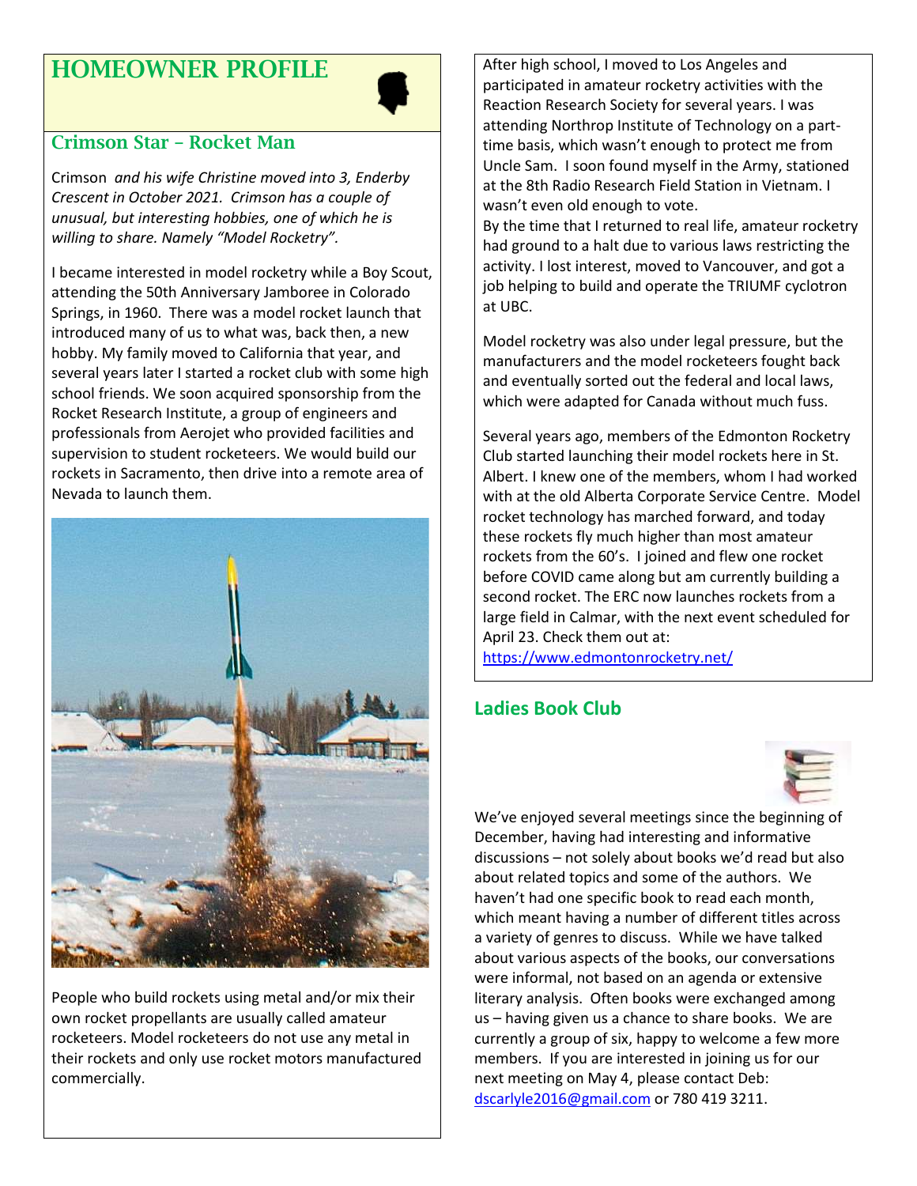# HOMEOWNER PROFILE

## Crimson Star – Rocket Man

Crimson *and his wife Christine moved into 3, Enderby Crescent in October 2021. Crimson has a couple of unusual, but interesting hobbies, one of which he is willing to share. Namely "Model Rocketry".*

I became interested in model rocketry while a Boy Scout, attending the 50th Anniversary Jamboree in Colorado Springs, in 1960. There was a model rocket launch that introduced many of us to what was, back then, a new hobby. My family moved to California that year, and several years later I started a rocket club with some high school friends. We soon acquired sponsorship from the Rocket Research Institute, a group of engineers and professionals from Aerojet who provided facilities and supervision to student rocketeers. We would build our rockets in Sacramento, then drive into a remote area of Nevada to launch them.

People who build rockets using metal and/or mix their own rocket propellants are usually called amateur rocketeers. Model rocketeers do not use any metal in their rockets and only use rocket motors manufactured commercially.

After high school, I moved to Los Angeles and participated in amateur rocketry activities with the Reaction Research Society for several years. I was attending Northrop Institute of Technology on a part-time basis, which wasn't enough to protect me from Uncle Sam. I soon found myself in the Army, stationed at the 8th Radio Research Field Station in Vietnam. I wasn't even old enough to vote.
By the time that I returned to real life, amateur rocketry had ground to a halt due to various laws restricting the activity. I lost interest, moved to Vancouver, and got a job helping to build and operate the TRIUMF cyclotron at UBC.

Model rocketry was also under legal pressure, but the manufacturers and the model rocketeers fought back and eventually sorted out the federal and local laws, which were adapted for Canada without much fuss.

Several years ago, members of the Edmonton Rocketry Club started launching their model rockets here in St. Albert. I knew one of the members, whom I had worked with at the old Alberta Corporate Service Centre. Model rocket technology has marched forward, and today these rockets fly much higher than most amateur rockets from the 60's. I joined and flew one rocket before COVID came along but am currently building a second rocket. The ERC now launches rockets from a large field in Calmar, with the next event scheduled for April 23. Check them out at:
https://www.edmontonrocketry.net/

## Ladies Book Club

We've enjoyed several meetings since the beginning of December, having had interesting and informative discussions – not solely about books we'd read but also about related topics and some of the authors. We haven't had one specific book to read each month, which meant having a number of different titles across a variety of genres to discuss. While we have talked about various aspects of the books, our conversations were informal, not based on an agenda or extensive literary analysis. Often books were exchanged among us – having given us a chance to share books. We are currently a group of six, happy to welcome a few more members. If you are interested in joining us for our next meeting on May 4, please contact Deb: dscarlyle2016@gmail.com or 780 419 3211.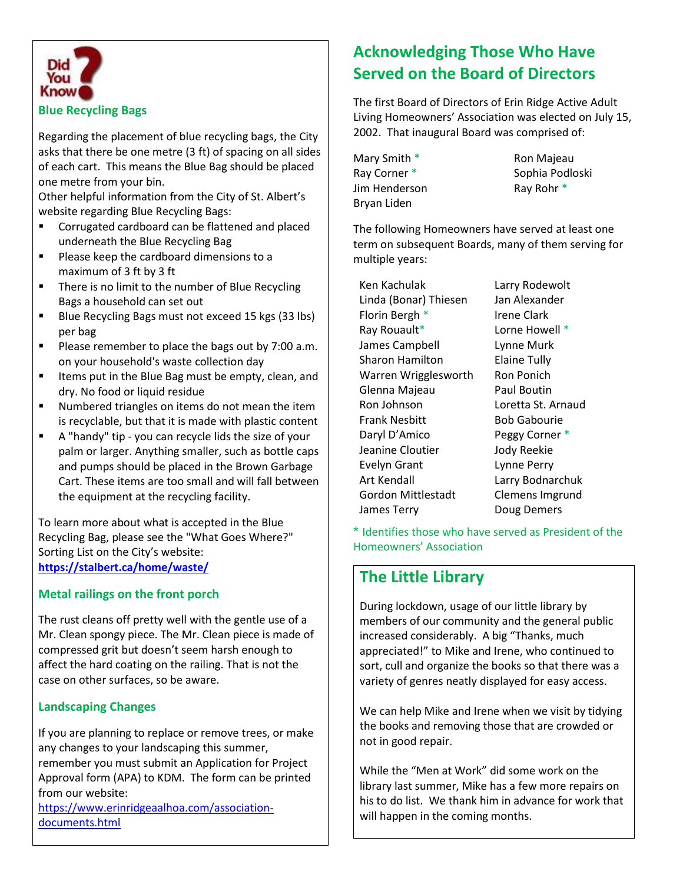Did You Know?

### Blue Recycling Bags

Regarding the placement of blue recycling bags, the City asks that there be one metre (3 ft) of spacing on all sides of each cart. This means the Blue Bag should be placed one metre from your bin.

Other helpful information from the City of St. Albert's website regarding Blue Recycling Bags:

- Corrugated cardboard can be flattened and placed underneath the Blue Recycling Bag
- Please keep the cardboard dimensions to a maximum of 3 ft by 3 ft
- There is no limit to the number of Blue Recycling Bags a household can set out
- Blue Recycling Bags must not exceed 15 kgs (33 lbs) per bag
- Please remember to place the bags out by 7:00 a.m. on your household's waste collection day
- Items put in the Blue Bag must be empty, clean, and dry. No food or liquid residue
- Numbered triangles on items do not mean the item is recyclable, but that it is made with plastic content
- A "handy" tip - you can recycle lids the size of your palm or larger. Anything smaller, such as bottle caps and pumps should be placed in the Brown Garbage Cart. These items are too small and will fall between the equipment at the recycling facility.

To learn more about what is accepted in the Blue Recycling Bag, please see the "What Goes Where?" Sorting List on the City's website: **https://stalbert.ca/home/waste/**

### Metal railings on the front porch

The rust cleans off pretty well with the gentle use of a Mr. Clean spongy piece. The Mr. Clean piece is made of compressed grit but doesn't seem harsh enough to affect the hard coating on the railing. That is not the case on other surfaces, so be aware.

### Landscaping Changes

If you are planning to replace or remove trees, or make any changes to your landscaping this summer, remember you must submit an Application for Project Approval form (APA) to KDM. The form can be printed from our website: https://www.erinridgeaalhoa.com/association-documents.html

## Acknowledging Those Who Have Served on the Board of Directors

The first Board of Directors of Erin Ridge Active Adult Living Homeowners' Association was elected on July 15, 2002. That inaugural Board was comprised of:

Mary Smith *
Ray Corner *
Jim Henderson
Bryan Liden
Ron Majeau
Sophia Podloski
Ray Rohr *

The following Homeowners have served at least one term on subsequent Boards, many of them serving for multiple years:

Ken Kachulak
Linda (Bonar) Thiesen
Florin Bergh *
Ray Rouault*
James Campbell
Sharon Hamilton
Warren Wrigglesworth
Glenna Majeau
Ron Johnson
Frank Nesbitt
Daryl D'Amico
Jeanine Cloutier
Evelyn Grant
Art Kendall
Gordon Mittlestadt
James Terry
Larry Rodewolt
Jan Alexander
Irene Clark
Lorne Howell *
Lynne Murk
Elaine Tully
Ron Ponich
Paul Boutin
Loretta St. Arnaud
Bob Gabourie
Peggy Corner *
Jody Reekie
Lynne Perry
Larry Bodnarchuk
Clemens Imgrund
Doug Demers

\* Identifies those who have served as President of the Homeowners' Association

## The Little Library

During lockdown, usage of our little library by members of our community and the general public increased considerably. A big "Thanks, much appreciated!" to Mike and Irene, who continued to sort, cull and organize the books so that there was a variety of genres neatly displayed for easy access.

We can help Mike and Irene when we visit by tidying the books and removing those that are crowded or not in good repair.

While the "Men at Work" did some work on the library last summer, Mike has a few more repairs on his to do list. We thank him in advance for work that will happen in the coming months.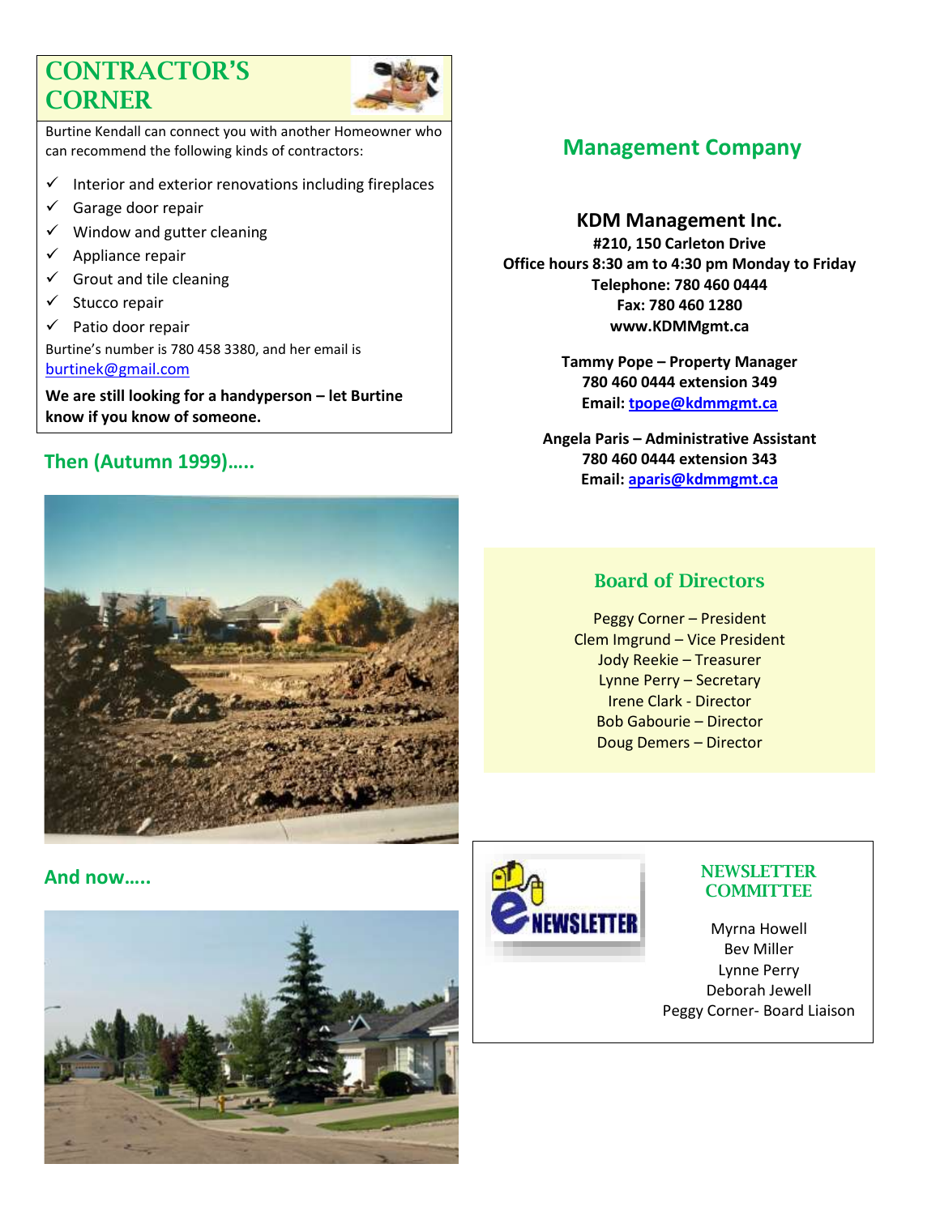## CONTRACTOR'S CORNER

Burtine Kendall can connect you with another Homeowner who can recommend the following kinds of contractors:

- ✓ Interior and exterior renovations including fireplaces
- ✓ Garage door repair
- ✓ Window and gutter cleaning
- ✓ Appliance repair
- ✓ Grout and tile cleaning
- ✓ Stucco repair
- ✓ Patio door repair

Burtine's number is 780 458 3380, and her email is burtinek@gmail.com

**We are still looking for a handyperson – let Burtine know if you know of someone.**

## Then (Autumn 1999)…..

## And now…..

## Management Company

**KDM Management Inc.**
**#210, 150 Carleton Drive**
**Office hours 8:30 am to 4:30 pm Monday to Friday**
**Telephone: 780 460 0444**
**Fax: 780 460 1280**
**www.KDMMgmt.ca**

**Tammy Pope – Property Manager**
**780 460 0444 extension 349**
**Email: tpope@kdmmgmt.ca**

**Angela Paris – Administrative Assistant**
**780 460 0444 extension 343**
**Email: aparis@kdmmgmt.ca**

## Board of Directors

Peggy Corner – President
Clem Imgrund – Vice President
Jody Reekie – Treasurer
Lynne Perry – Secretary
Irene Clark - Director
Bob Gabourie – Director
Doug Demers – Director

## NEWSLETTER COMMITTEE

Myrna Howell
Bev Miller
Lynne Perry
Deborah Jewell
Peggy Corner- Board Liaison